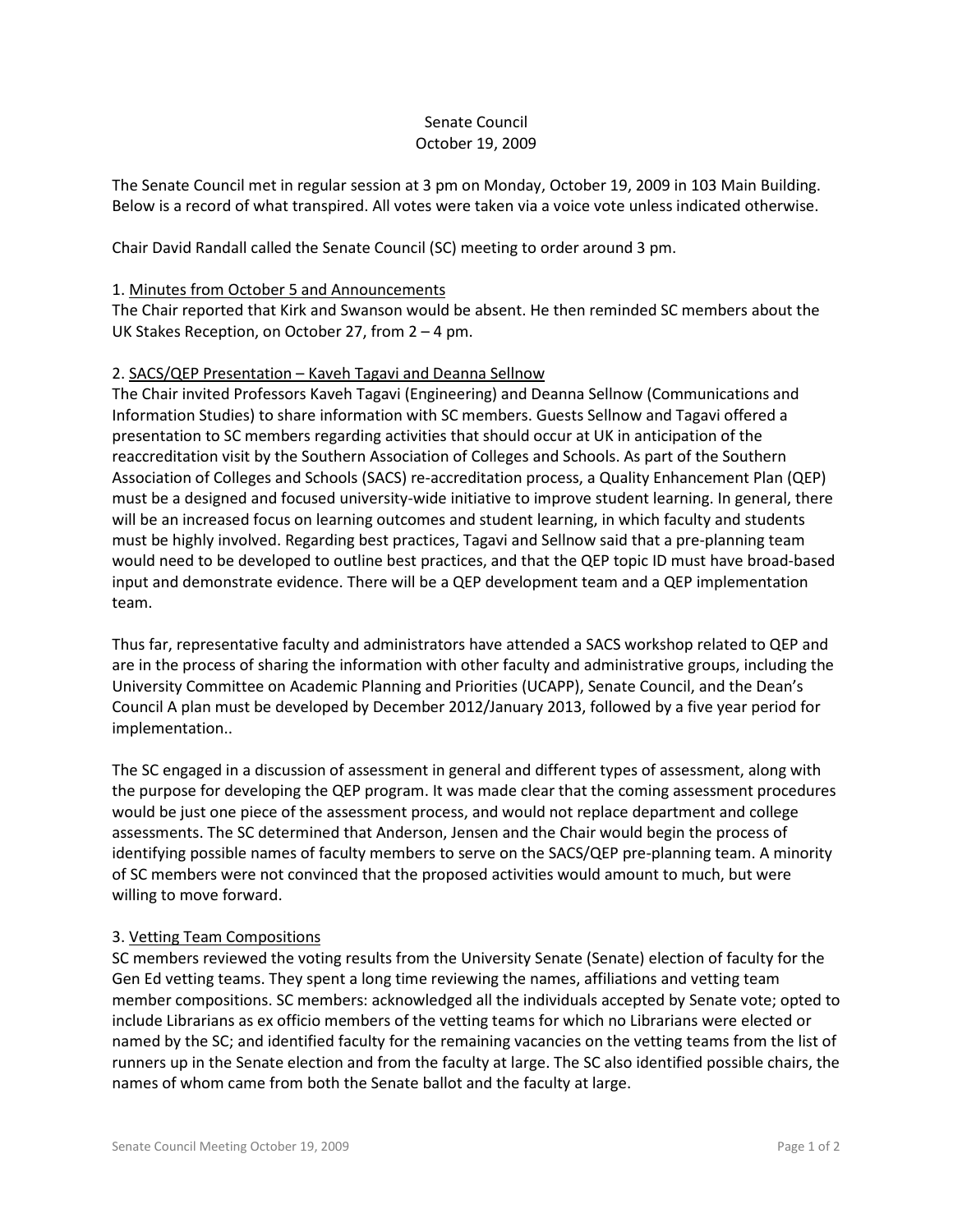# Senate Council
## October 19, 2009

The Senate Council met in regular session at 3 pm on Monday, October 19, 2009 in 103 Main Building. Below is a record of what transpired. All votes were taken via a voice vote unless indicated otherwise.

Chair David Randall called the Senate Council (SC) meeting to order around 3 pm.

1. Minutes from October 5 and Announcements

The Chair reported that Kirk and Swanson would be absent. He then reminded SC members about the UK Stakes Reception, on October 27, from 2 – 4 pm.

2. SACS/QEP Presentation – Kaveh Tagavi and Deanna Sellnow

The Chair invited Professors Kaveh Tagavi (Engineering) and Deanna Sellnow (Communications and Information Studies) to share information with SC members. Guests Sellnow and Tagavi offered a presentation to SC members regarding activities that should occur at UK in anticipation of the reaccreditation visit by the Southern Association of Colleges and Schools. As part of the Southern Association of Colleges and Schools (SACS) re-accreditation process, a Quality Enhancement Plan (QEP) must be a designed and focused university-wide initiative to improve student learning. In general, there will be an increased focus on learning outcomes and student learning, in which faculty and students must be highly involved. Regarding best practices, Tagavi and Sellnow said that a pre-planning team would need to be developed to outline best practices, and that the QEP topic ID must have broad-based input and demonstrate evidence. There will be a QEP development team and a QEP implementation team.

Thus far, representative faculty and administrators have attended a SACS workshop related to QEP and are in the process of sharing the information with other faculty and administrative groups, including the University Committee on Academic Planning and Priorities (UCAPP), Senate Council, and the Dean's Council A plan must be developed by December 2012/January 2013, followed by a five year period for implementation..

The SC engaged in a discussion of assessment in general and different types of assessment, along with the purpose for developing the QEP program. It was made clear that the coming assessment procedures would be just one piece of the assessment process, and would not replace department and college assessments. The SC determined that Anderson, Jensen and the Chair would begin the process of identifying possible names of faculty members to serve on the SACS/QEP pre-planning team. A minority of SC members were not convinced that the proposed activities would amount to much, but were willing to move forward.

3. Vetting Team Compositions

SC members reviewed the voting results from the University Senate (Senate) election of faculty for the Gen Ed vetting teams. They spent a long time reviewing the names, affiliations and vetting team member compositions. SC members: acknowledged all the individuals accepted by Senate vote; opted to include Librarians as ex officio members of the vetting teams for which no Librarians were elected or named by the SC; and identified faculty for the remaining vacancies on the vetting teams from the list of runners up in the Senate election and from the faculty at large. The SC also identified possible chairs, the names of whom came from both the Senate ballot and the faculty at large.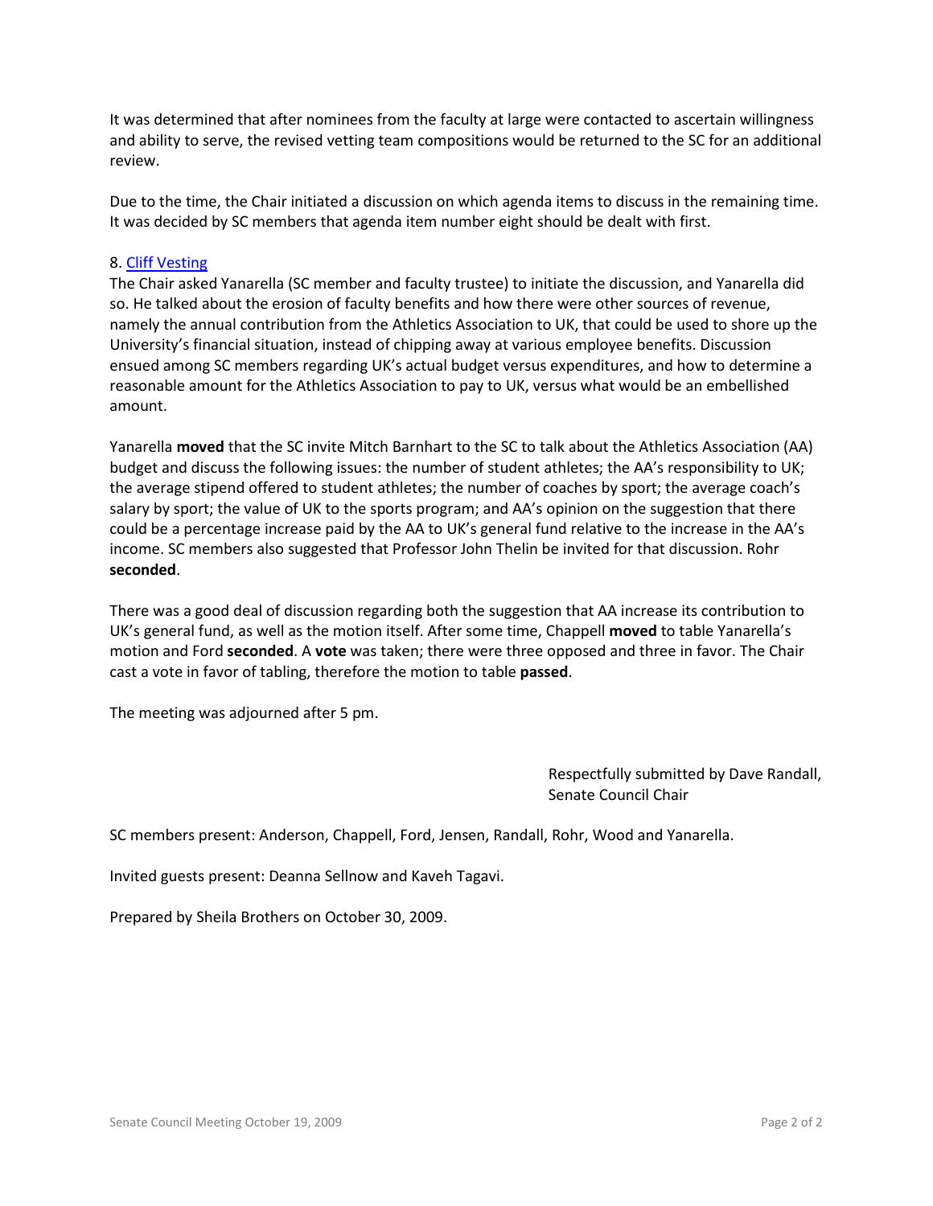It was determined that after nominees from the faculty at large were contacted to ascertain willingness and ability to serve, the revised vetting team compositions would be returned to the SC for an additional review.

Due to the time, the Chair initiated a discussion on which agenda items to discuss in the remaining time. It was decided by SC members that agenda item number eight should be dealt with first.

8. Cliff Vesting

The Chair asked Yanarella (SC member and faculty trustee) to initiate the discussion, and Yanarella did so. He talked about the erosion of faculty benefits and how there were other sources of revenue, namely the annual contribution from the Athletics Association to UK, that could be used to shore up the University's financial situation, instead of chipping away at various employee benefits. Discussion ensued among SC members regarding UK's actual budget versus expenditures, and how to determine a reasonable amount for the Athletics Association to pay to UK, versus what would be an embellished amount.

Yanarella **moved** that the SC invite Mitch Barnhart to the SC to talk about the Athletics Association (AA) budget and discuss the following issues: the number of student athletes; the AA's responsibility to UK; the average stipend offered to student athletes; the number of coaches by sport; the average coach's salary by sport; the value of UK to the sports program; and AA's opinion on the suggestion that there could be a percentage increase paid by the AA to UK's general fund relative to the increase in the AA's income. SC members also suggested that Professor John Thelin be invited for that discussion. Rohr **seconded**.

There was a good deal of discussion regarding both the suggestion that AA increase its contribution to UK's general fund, as well as the motion itself. After some time, Chappell **moved** to table Yanarella's motion and Ford **seconded**. A **vote** was taken; there were three opposed and three in favor. The Chair cast a vote in favor of tabling, therefore the motion to table **passed**.

The meeting was adjourned after 5 pm.

Respectfully submitted by Dave Randall,
Senate Council Chair

SC members present: Anderson, Chappell, Ford, Jensen, Randall, Rohr, Wood and Yanarella.

Invited guests present: Deanna Sellnow and Kaveh Tagavi.

Prepared by Sheila Brothers on October 30, 2009.